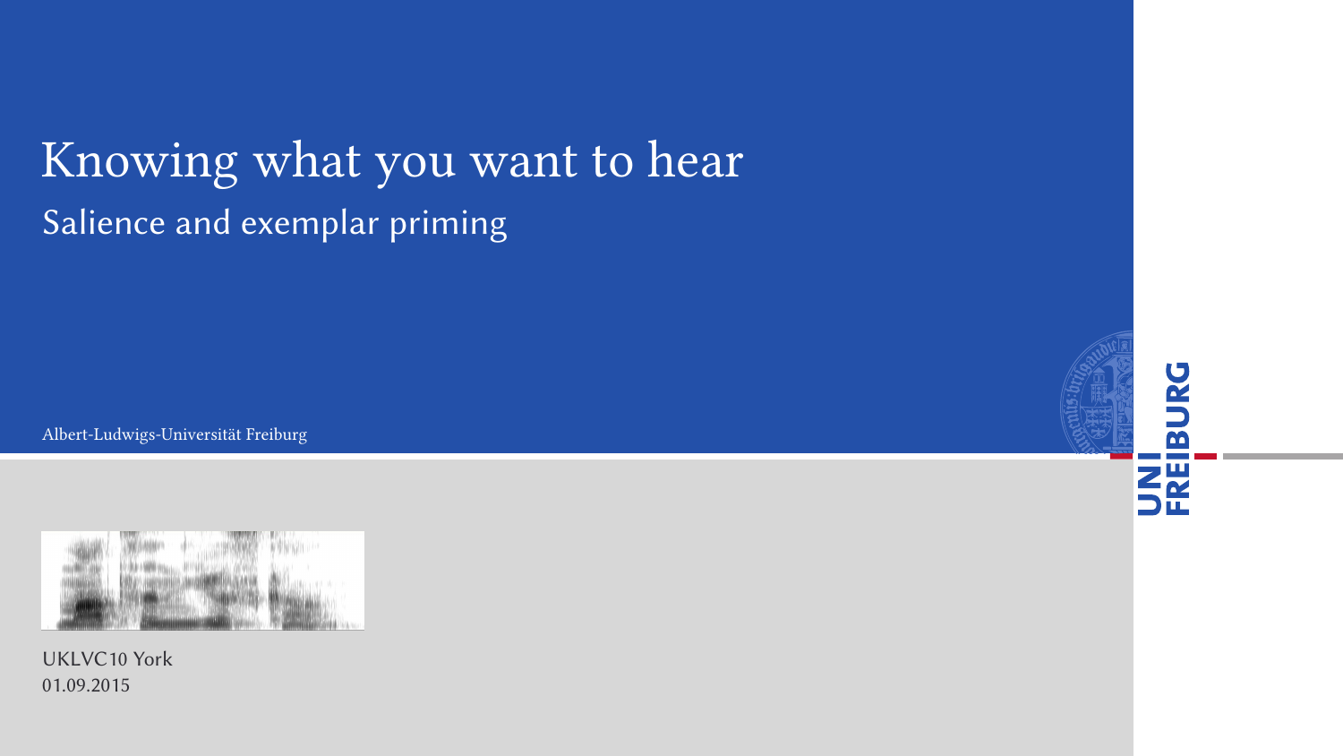# Knowing what you want to hear

## Salience and exemplar priming

Albert-Ludwigs-Universität Freiburg

UKLVC10 York
01.09.2015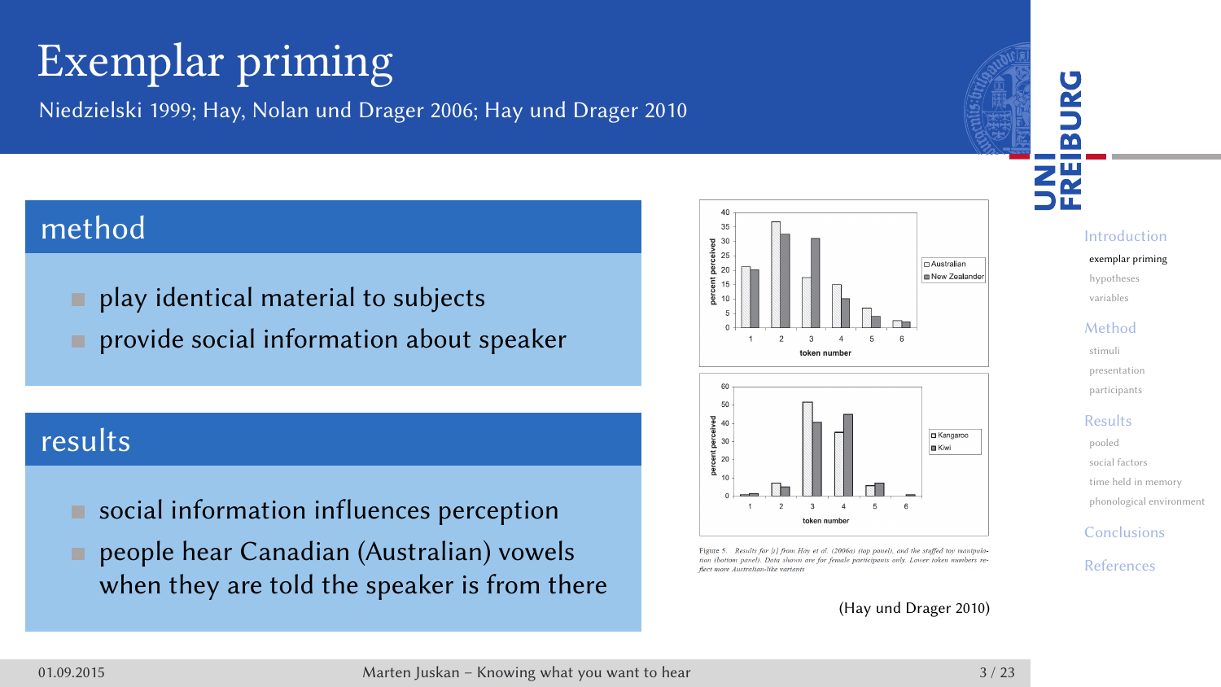# Exemplar priming

Niedzielski 1999; Hay, Nolan und Drager 2006; Hay und Drager 2010

## method

- play identical material to subjects
- provide social information about speaker

## results

- social information influences perception
- people hear Canadian (Australian) vowels when they are told the speaker is from there

Figure 5. Results for [ɪ] from Hay et al. (2006a) (top panel), and the stuffed toy manipulation (bottom panel). Data shown are for female participants only. Lower token numbers reflect more Australian-like variants

(Hay und Drager 2010)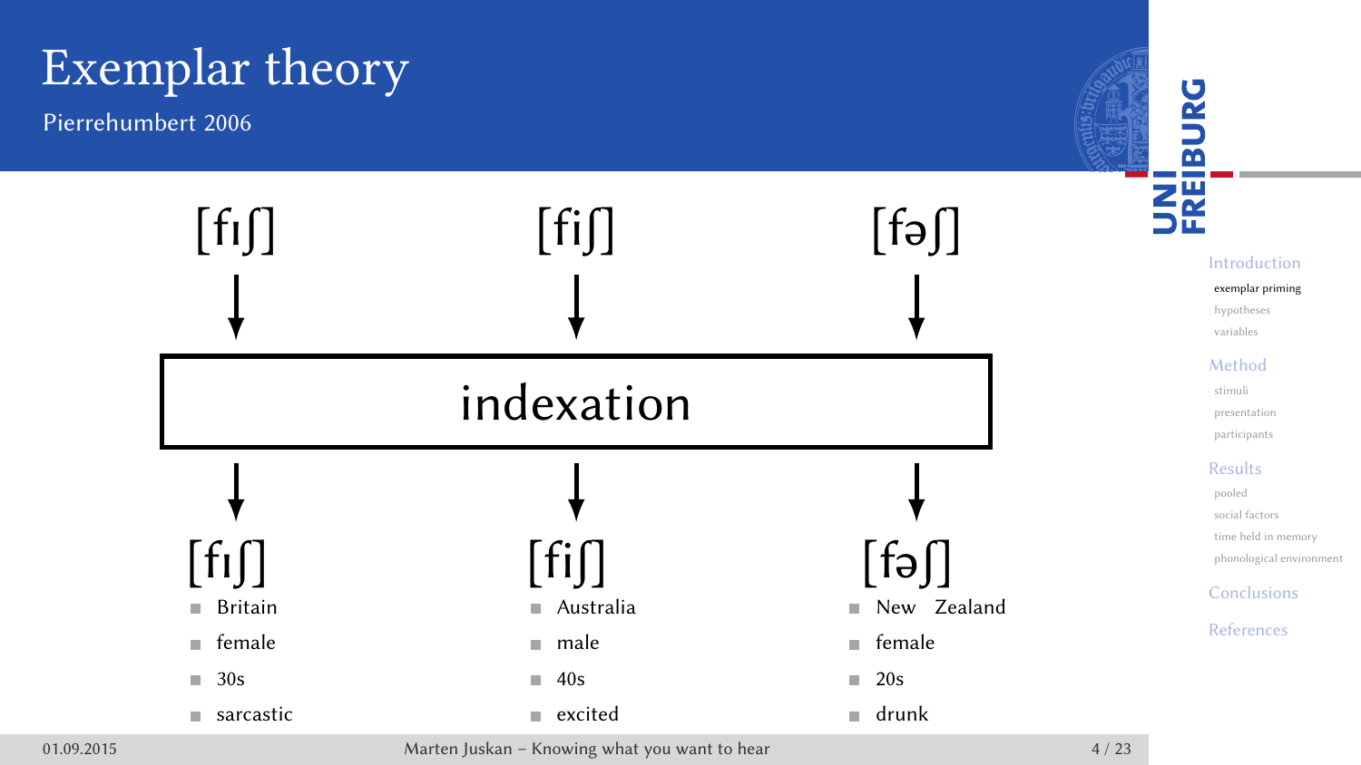# Exemplar theory

Pierrehumbert 2006

[fɪʃ] [fiʃ] [fəʃ]

↓ ↓ ↓

indexation

↓ ↓ ↓

[fɪʃ]
- Britain
- female
- 30s
- sarcastic

[fiʃ]
- Australia
- male
- 40s
- excited

[fəʃ]
- New Zealand
- female
- 20s
- drunk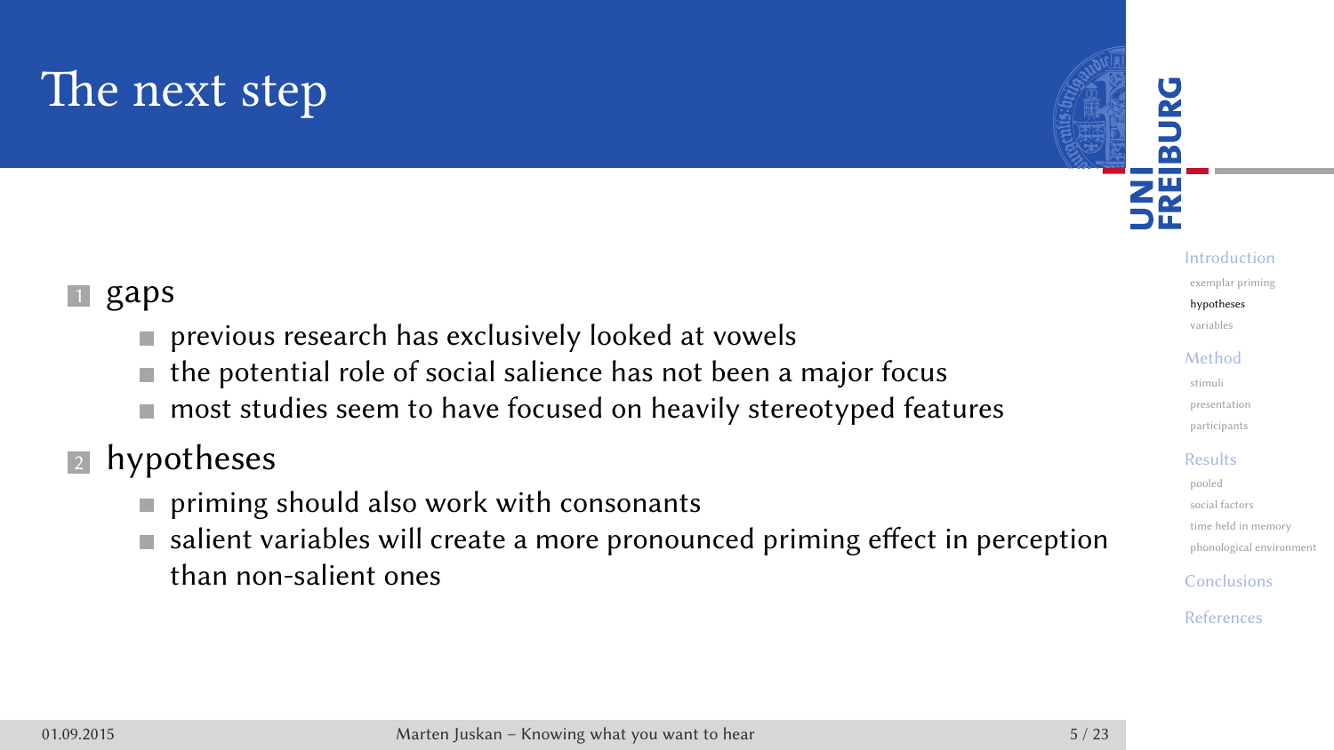# The next step

1. gaps
   - previous research has exclusively looked at vowels
   - the potential role of social salience has not been a major focus
   - most studies seem to have focused on heavily stereotyped features
2. hypotheses
   - priming should also work with consonants
   - salient variables will create a more pronounced priming effect in perception than non-salient ones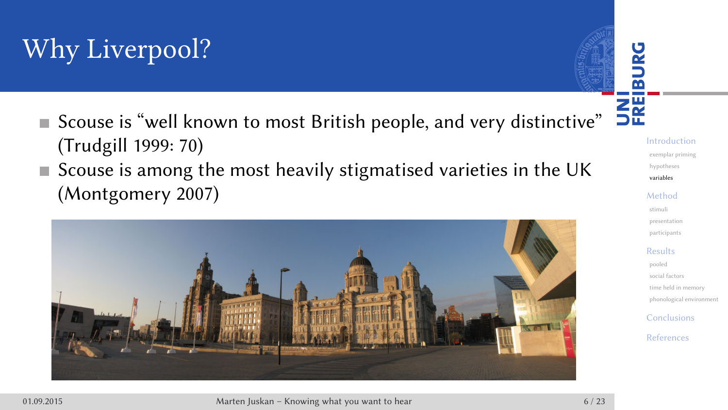# Why Liverpool?

- Scouse is "well known to most British people, and very distinctive" (Trudgill 1999: 70)
- Scouse is among the most heavily stigmatised varieties in the UK (Montgomery 2007)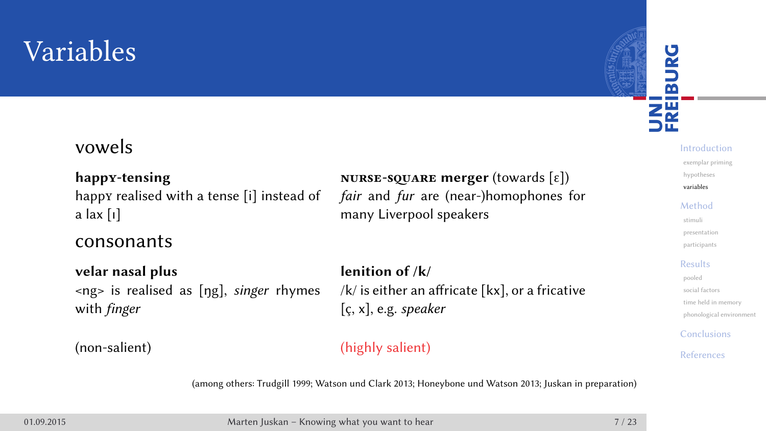# Variables

## vowels

**happY-tensing**
happY realised with a tense [i] instead of a lax [ɪ]

**NURSE-SQUARE merger** (towards [ɛ])
*fair* and *fur* are (near-)homophones for many Liverpool speakers

## consonants

**velar nasal plus**
<ng> is realised as [ŋg], *singer* rhymes with *finger*

**lenition of /k/**
/k/ is either an affricate [kx], or a fricative [ç, x], e.g. *speaker*

(non-salient)

(highly salient)

(among others: Trudgill 1999; Watson und Clark 2013; Honeybone und Watson 2013; Juskan in preparation)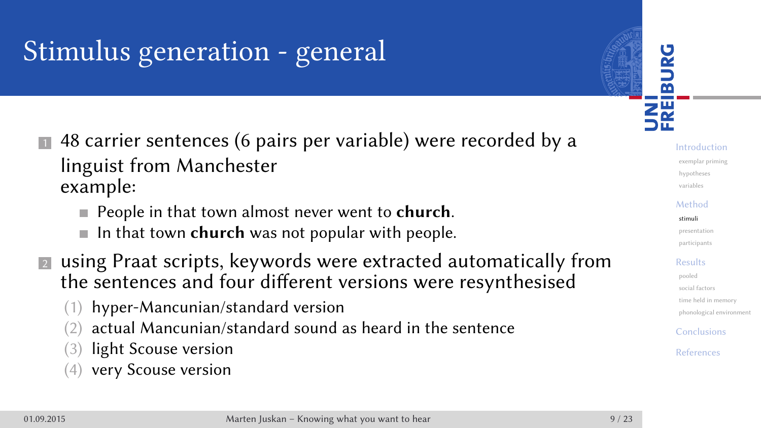# Stimulus generation - general

1. 48 carrier sentences (6 pairs per variable) were recorded by a linguist from Manchester
   example:
   - People in that town almost never went to **church**.
   - In that town **church** was not popular with people.
2. using Praat scripts, keywords were extracted automatically from the sentences and four different versions were resynthesised
   (1) hyper-Mancunian/standard version
   (2) actual Mancunian/standard sound as heard in the sentence
   (3) light Scouse version
   (4) very Scouse version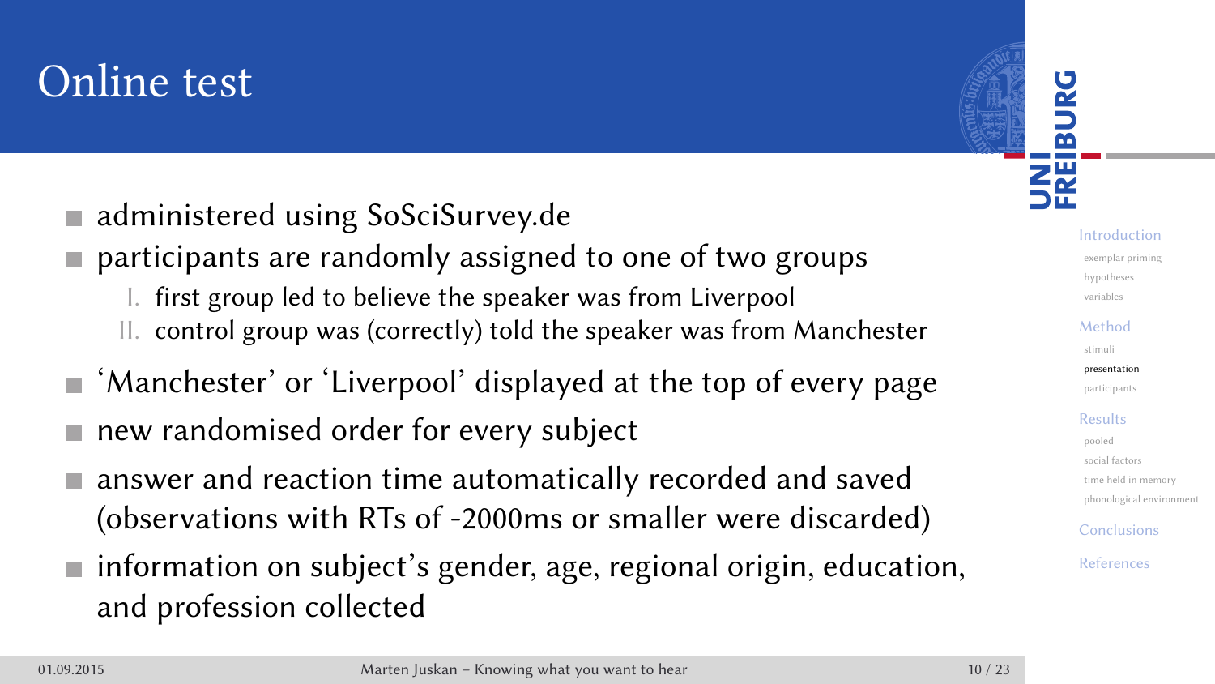# Online test

- administered using SoSciSurvey.de
- participants are randomly assigned to one of two groups
  I. first group led to believe the speaker was from Liverpool
  II. control group was (correctly) told the speaker was from Manchester
- 'Manchester' or 'Liverpool' displayed at the top of every page
- new randomised order for every subject
- answer and reaction time automatically recorded and saved (observations with RTs of -2000ms or smaller were discarded)
- information on subject's gender, age, regional origin, education, and profession collected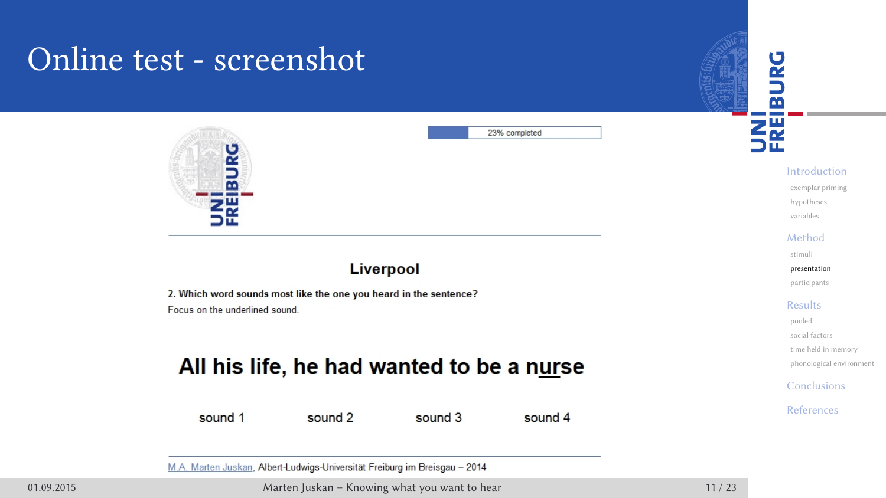# Online test - screenshot

23% completed

## Liverpool

**2. Which word sounds most like the one you heard in the sentence?**

Focus on the underlined sound.

**All his life, he had wanted to be a n<u>ur</u>se**

sound 1 | sound 2 | sound 3 | sound 4

M.A. Marten Juskan, Albert-Ludwigs-Universität Freiburg im Breisgau – 2014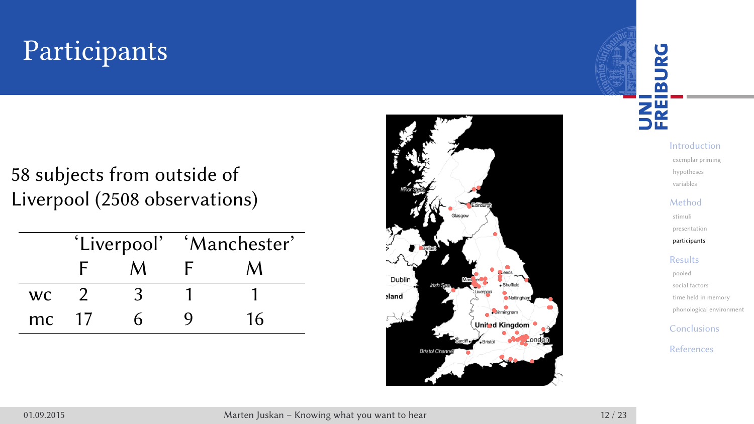# Participants

58 subjects from outside of Liverpool (2508 observations)

| | 'Liverpool' | | 'Manchester' | |
|---|---|---|---|---|
| | F | M | F | M |
| wc | 2 | 3 | 1 | 1 |
| mc | 17 | 6 | 9 | 16 |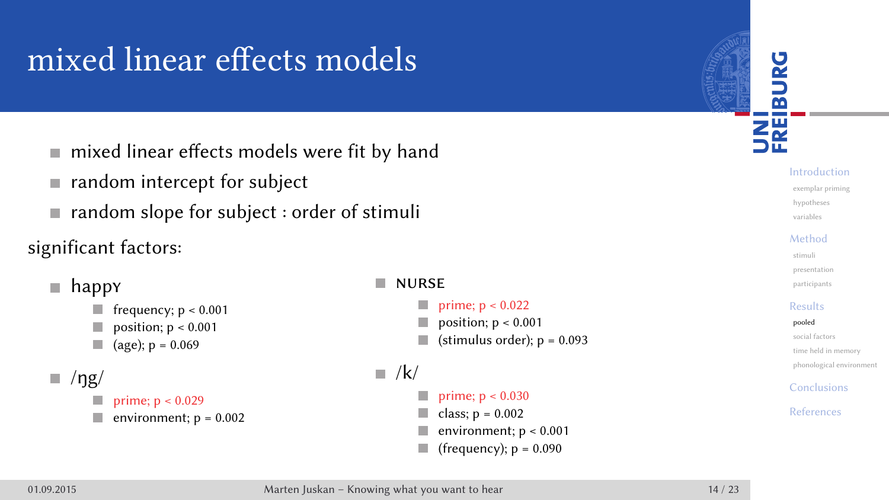# mixed linear effects models

- mixed linear effects models were fit by hand
- random intercept for subject
- random slope for subject : order of stimuli

significant factors:

- happY
  - frequency; $p < 0.001$
  - position; $p < 0.001$
  - (age); $p = 0.069$
- /ŋg/
  - prime; $p < 0.029$
  - environment; $p = 0.002$
- NURSE
  - prime; $p < 0.022$
  - position; $p < 0.001$
  - (stimulus order); $p = 0.093$
- /k/
  - prime; $p < 0.030$
  - class; $p = 0.002$
  - environment; $p < 0.001$
  - (frequency); $p = 0.090$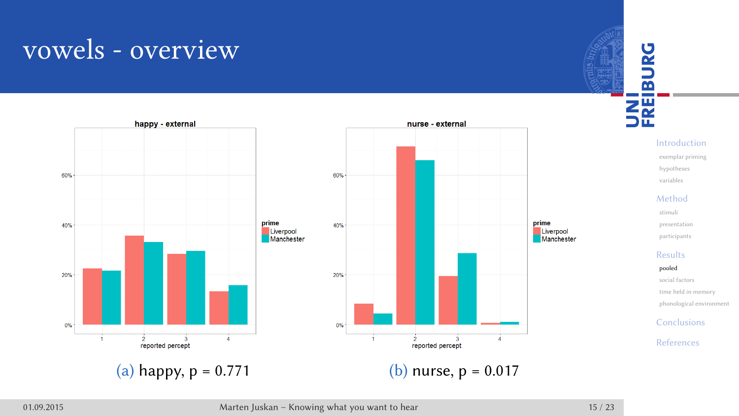# vowels - overview

(a) happy, p = 0.771

(b) nurse, p = 0.017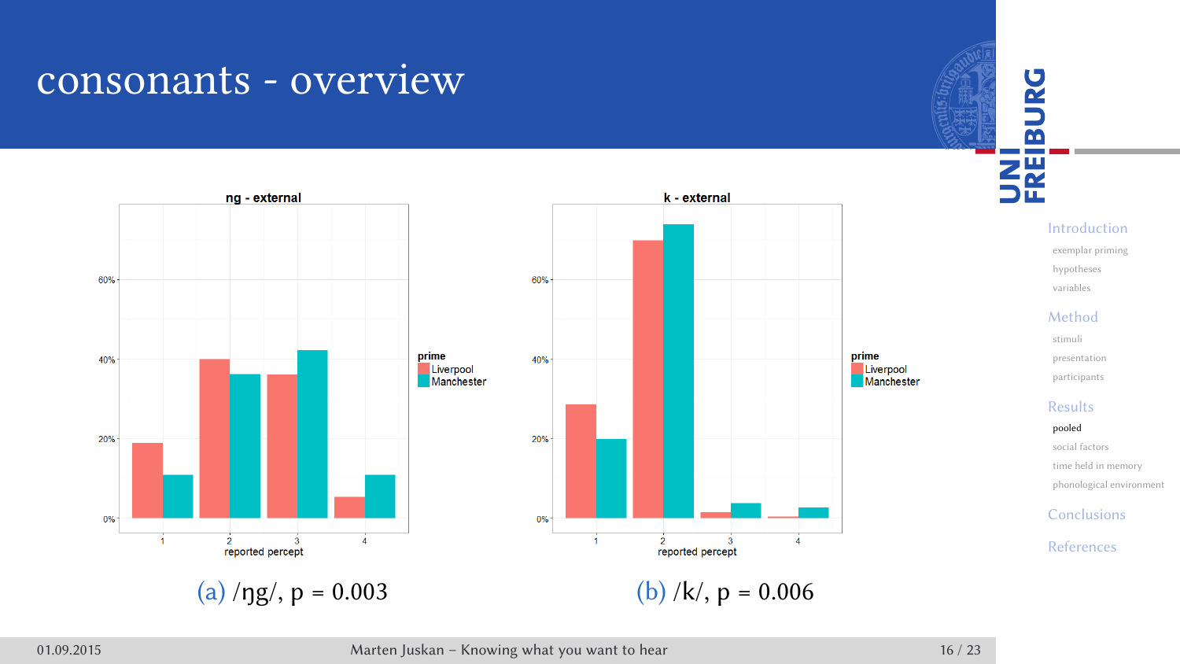# consonants - overview

(a) /ŋg/, p = 0.003

(b) /k/, p = 0.006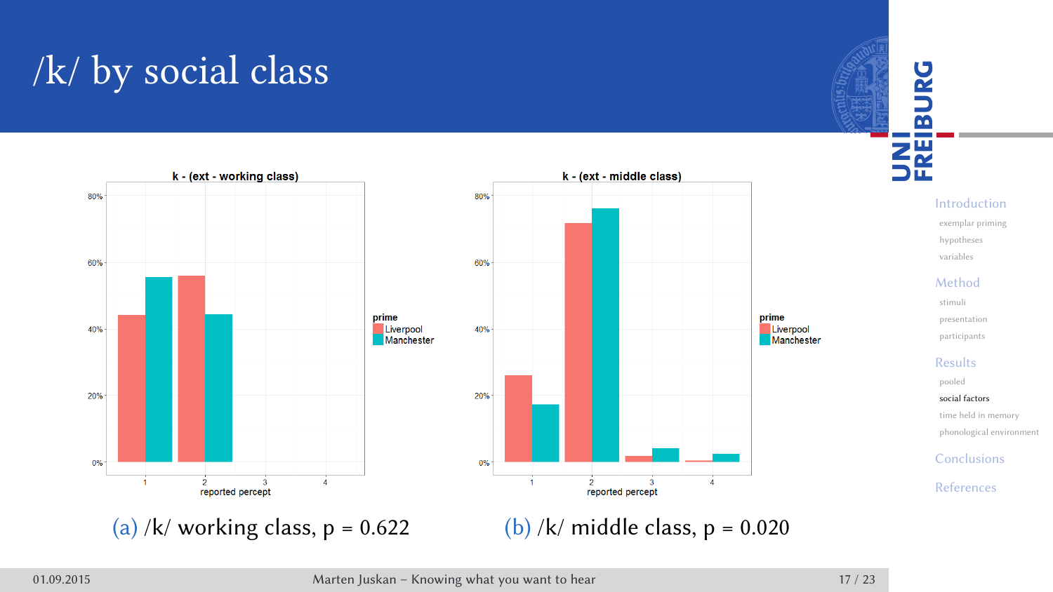# /k/ by social class

(a) /k/ working class, p = 0.622

(b) /k/ middle class, p = 0.020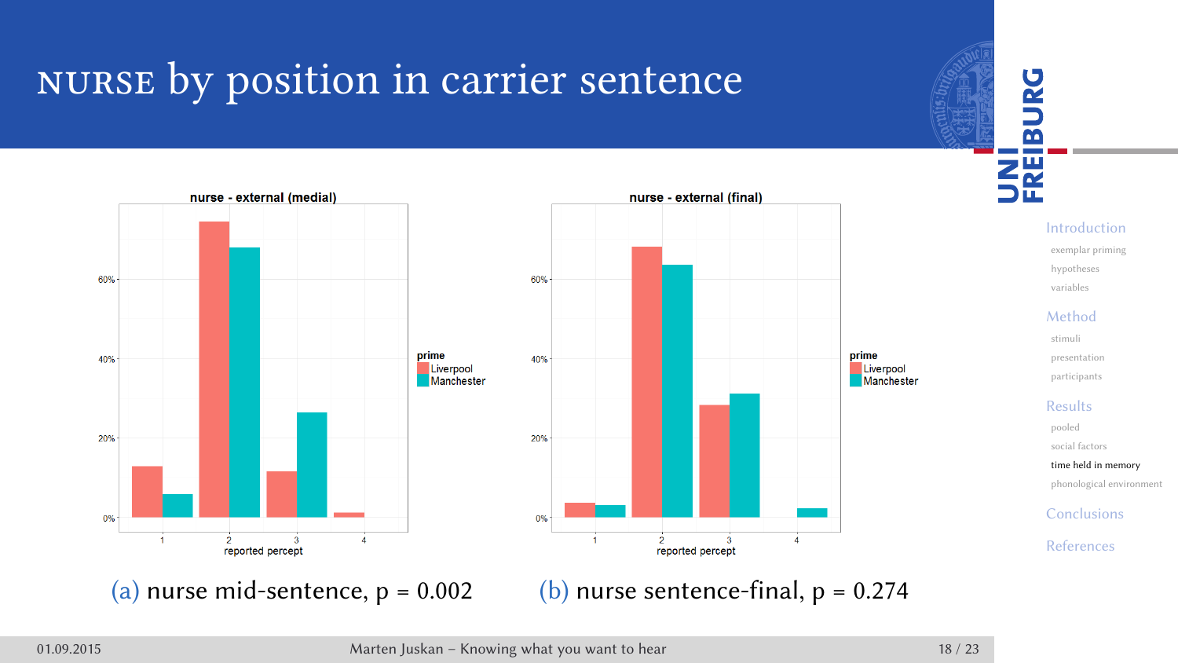# NURSE by position in carrier sentence

(a) nurse mid-sentence, p = 0.002

(b) nurse sentence-final, p = 0.274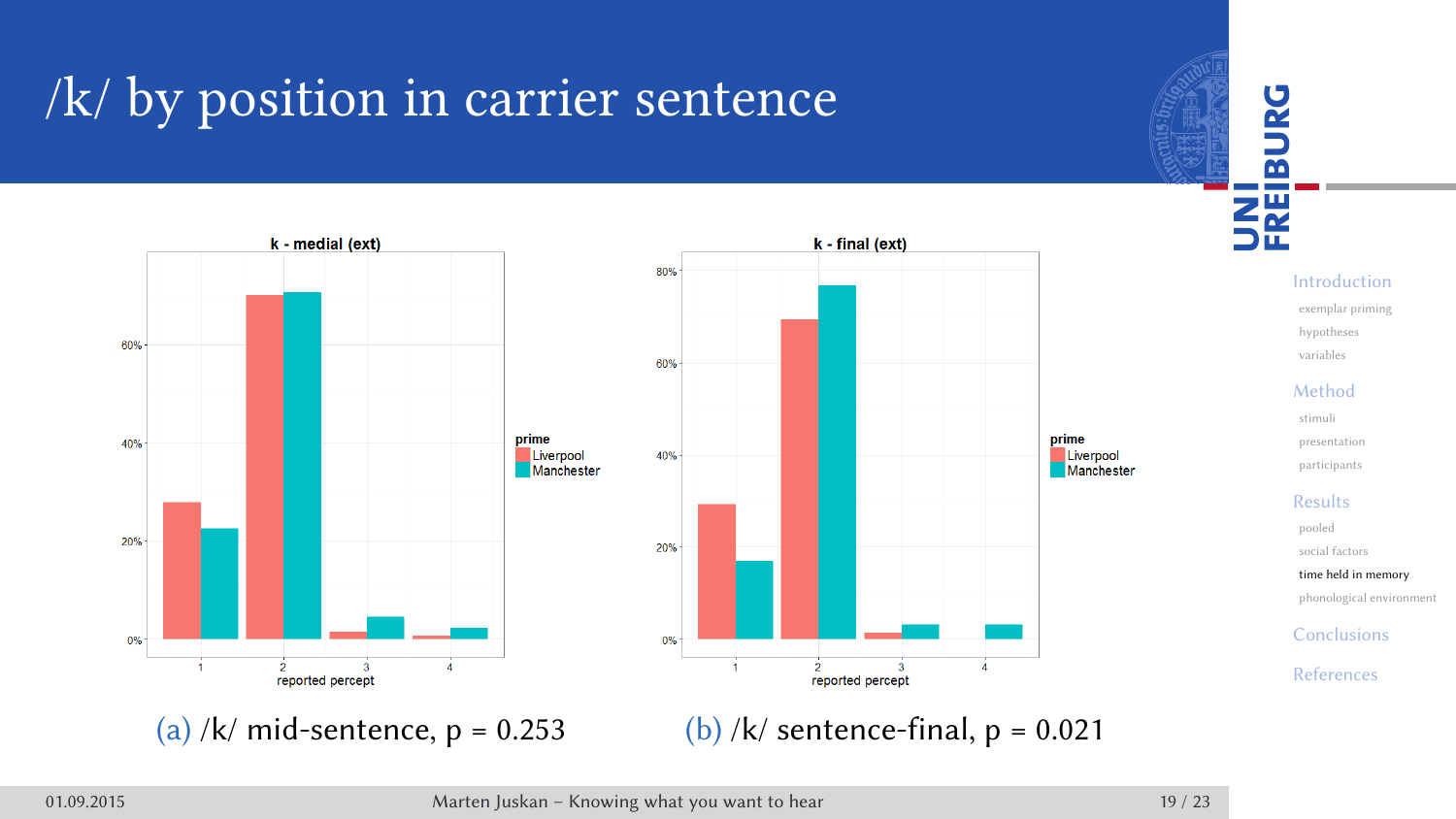# /k/ by position in carrier sentence

(a) /k/ mid-sentence, p = 0.253

(b) /k/ sentence-final, p = 0.021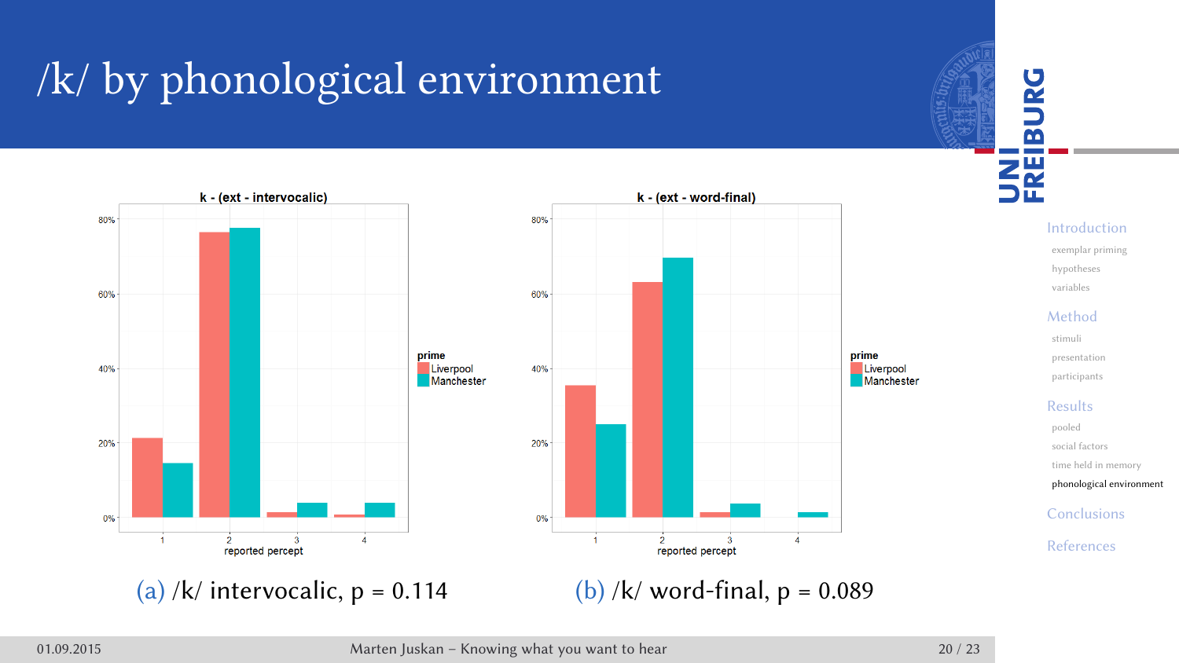# /k/ by phonological environment

(a) /k/ intervocalic, p = 0.114

(b) /k/ word-final, p = 0.089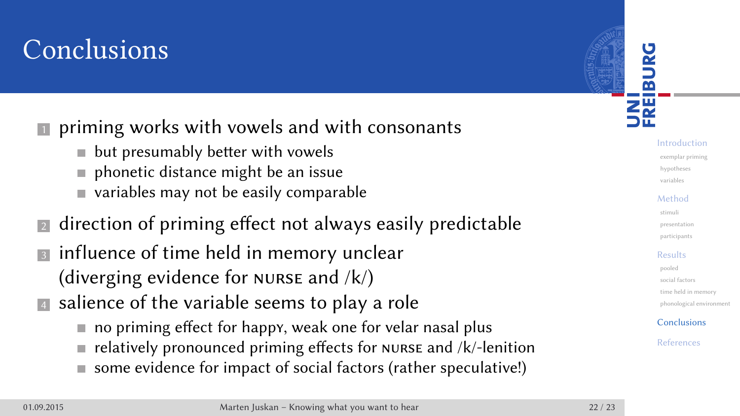# Conclusions

1. priming works with vowels and with consonants
   - but presumably better with vowels
   - phonetic distance might be an issue
   - variables may not be easily comparable
2. direction of priming effect not always easily predictable
3. influence of time held in memory unclear (diverging evidence for NURSE and /k/)
4. salience of the variable seems to play a role
   - no priming effect for happY, weak one for velar nasal plus
   - relatively pronounced priming effects for NURSE and /k/-lenition
   - some evidence for impact of social factors (rather speculative!)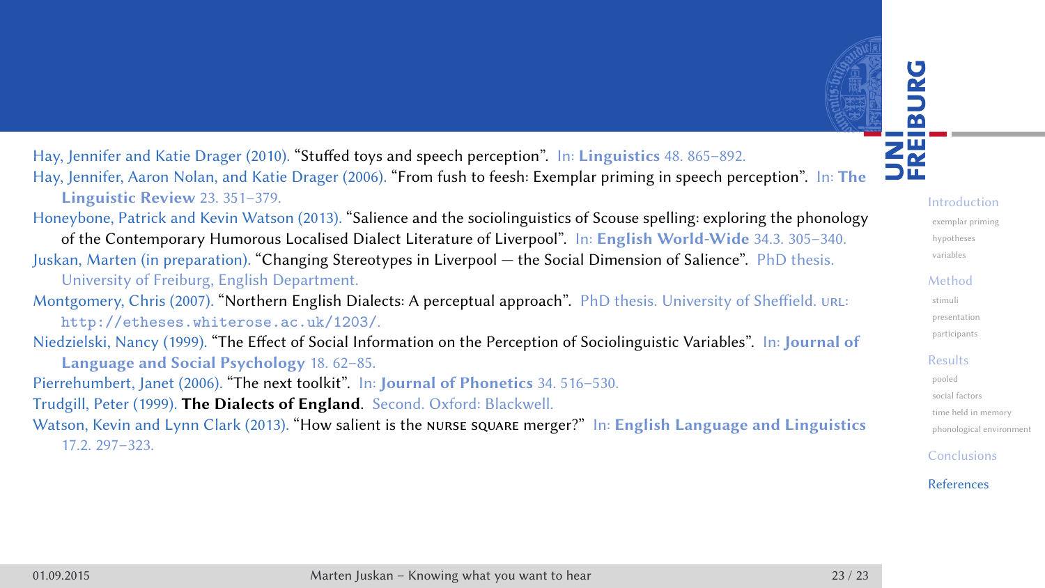Hay, Jennifer and Katie Drager (2010). "Stuffed toys and speech perception". In: **Linguistics** 48. 865–892.

Hay, Jennifer, Aaron Nolan, and Katie Drager (2006). "From fush to feesh: Exemplar priming in speech perception". In: **The Linguistic Review** 23. 351–379.

Honeybone, Patrick and Kevin Watson (2013). "Salience and the sociolinguistics of Scouse spelling: exploring the phonology of the Contemporary Humorous Localised Dialect Literature of Liverpool". In: **English World-Wide** 34.3. 305–340.

Juskan, Marten (in preparation). "Changing Stereotypes in Liverpool — the Social Dimension of Salience". PhD thesis. University of Freiburg, English Department.

Montgomery, Chris (2007). "Northern English Dialects: A perceptual approach". PhD thesis. University of Sheffield. URL: http://etheses.whiterose.ac.uk/1203/.

Niedzielski, Nancy (1999). "The Effect of Social Information on the Perception of Sociolinguistic Variables". In: **Journal of Language and Social Psychology** 18. 62–85.

Pierrehumbert, Janet (2006). "The next toolkit". In: **Journal of Phonetics** 34. 516–530.

Trudgill, Peter (1999). **The Dialects of England**. Second. Oxford: Blackwell.

Watson, Kevin and Lynn Clark (2013). "How salient is the NURSE SQUARE merger?" In: **English Language and Linguistics** 17.2. 297–323.